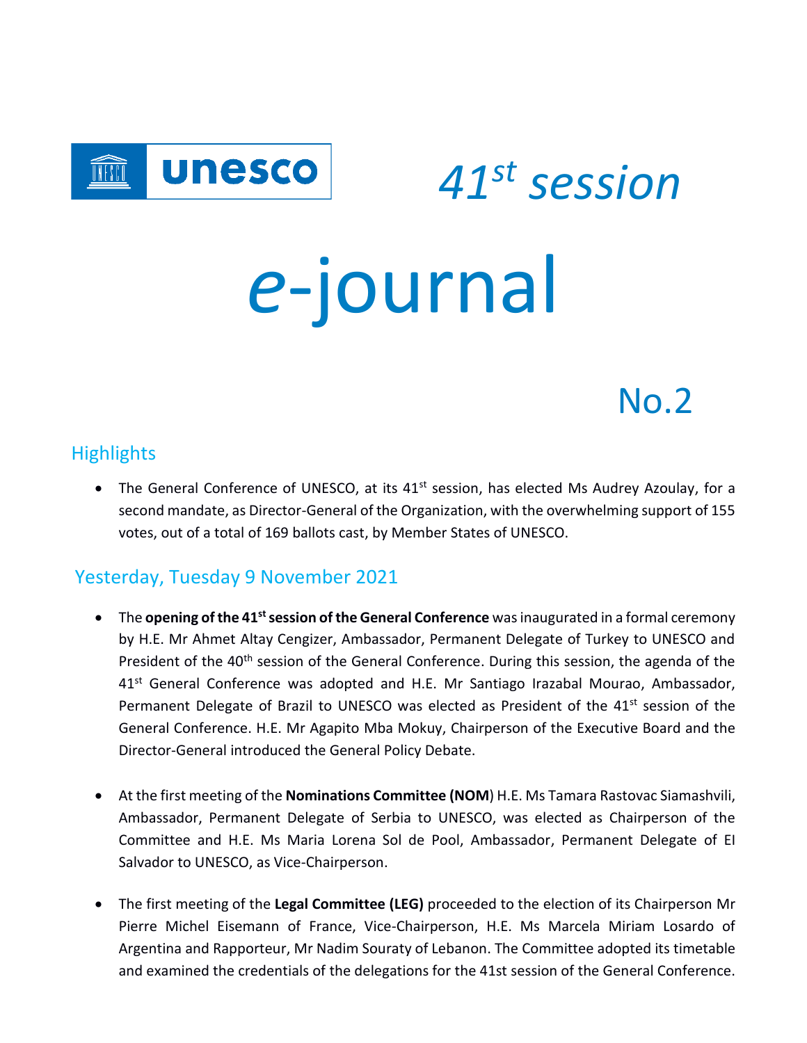unesco

*41st session*

# *e*-journal

No.2

## Highlights

- The General Conference of UNESCO, at its 41st session, has elected Ms Audrey Azoulay, for a second mandate, as Director-General of the Organization, with the overwhelming support of 155 votes, out of a total of 169 ballots cast, by Member States of UNESCO.

## Yesterday, Tuesday 9 November 2021

- The **opening of the 41st session of the General Conference** was inaugurated in a formal ceremony by H.E. Mr Ahmet Altay Cengizer, Ambassador, Permanent Delegate of Turkey to UNESCO and President of the 40th session of the General Conference. During this session, the agenda of the 41st General Conference was adopted and H.E. Mr Santiago Irazabal Mourao, Ambassador, Permanent Delegate of Brazil to UNESCO was elected as President of the 41st session of the General Conference. H.E. Mr Agapito Mba Mokuy, Chairperson of the Executive Board and the Director-General introduced the General Policy Debate.

- At the first meeting of the **Nominations Committee (NOM**) H.E. Ms Tamara Rastovac Siamashvili, Ambassador, Permanent Delegate of Serbia to UNESCO, was elected as Chairperson of the Committee and H.E. Ms Maria Lorena Sol de Pool, Ambassador, Permanent Delegate of El Salvador to UNESCO, as Vice-Chairperson.

- The first meeting of the **Legal Committee (LEG)** proceeded to the election of its Chairperson Mr Pierre Michel Eisemann of France, Vice-Chairperson, H.E. Ms Marcela Miriam Losardo of Argentina and Rapporteur, Mr Nadim Souraty of Lebanon. The Committee adopted its timetable and examined the credentials of the delegations for the 41st session of the General Conference.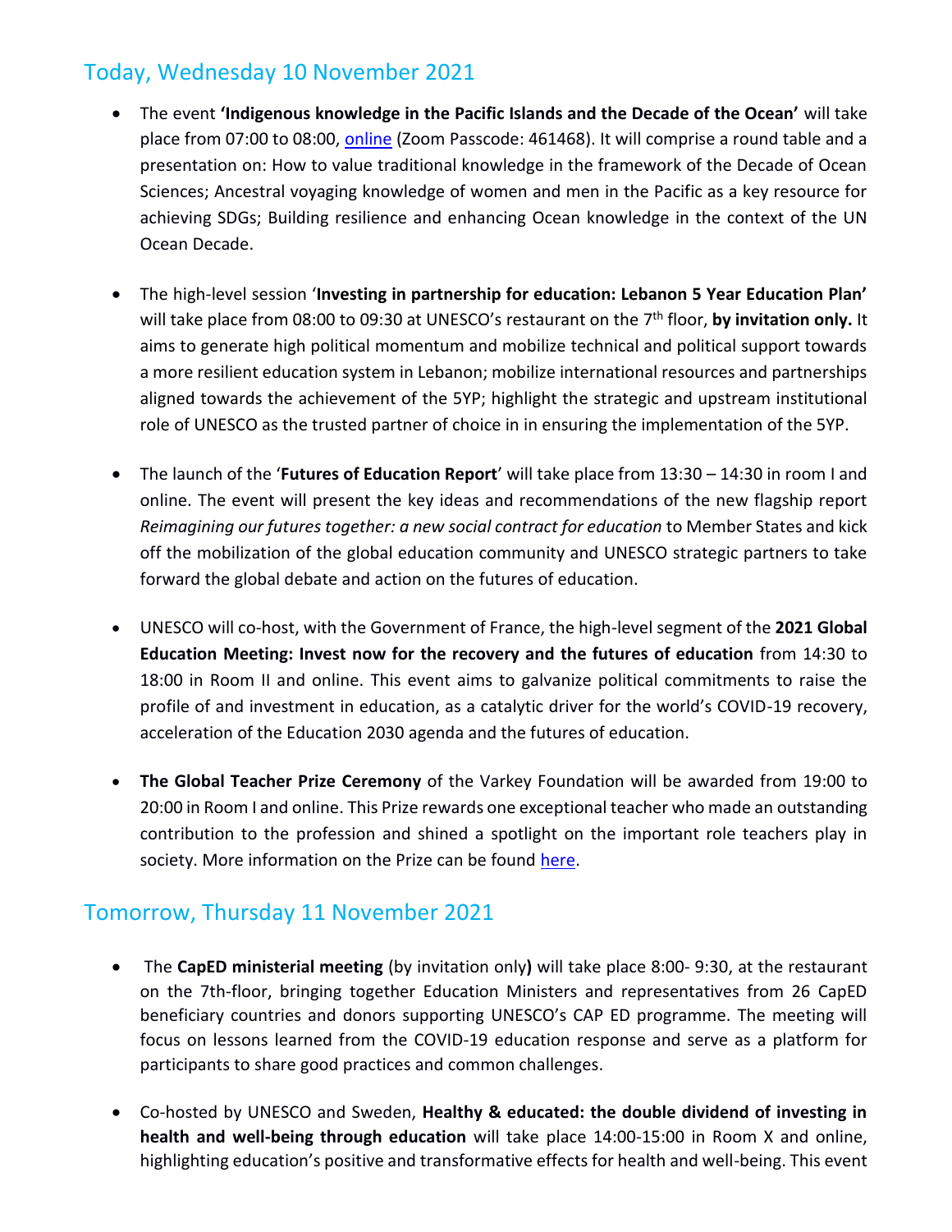## Today, Wednesday 10 November 2021

- The event **'Indigenous knowledge in the Pacific Islands and the Decade of the Ocean'** will take place from 07:00 to 08:00, online (Zoom Passcode: 461468). It will comprise a round table and a presentation on: How to value traditional knowledge in the framework of the Decade of Ocean Sciences; Ancestral voyaging knowledge of women and men in the Pacific as a key resource for achieving SDGs; Building resilience and enhancing Ocean knowledge in the context of the UN Ocean Decade.

- The high-level session '**Investing in partnership for education: Lebanon 5 Year Education Plan'** will take place from 08:00 to 09:30 at UNESCO's restaurant on the 7th floor, **by invitation only.** It aims to generate high political momentum and mobilize technical and political support towards a more resilient education system in Lebanon; mobilize international resources and partnerships aligned towards the achievement of the 5YP; highlight the strategic and upstream institutional role of UNESCO as the trusted partner of choice in in ensuring the implementation of the 5YP.

- The launch of the '**Futures of Education Report**' will take place from 13:30 – 14:30 in room I and online. The event will present the key ideas and recommendations of the new flagship report *Reimagining our futures together: a new social contract for education* to Member States and kick off the mobilization of the global education community and UNESCO strategic partners to take forward the global debate and action on the futures of education.

- UNESCO will co-host, with the Government of France, the high-level segment of the **2021 Global Education Meeting: Invest now for the recovery and the futures of education** from 14:30 to 18:00 in Room II and online. This event aims to galvanize political commitments to raise the profile of and investment in education, as a catalytic driver for the world's COVID-19 recovery, acceleration of the Education 2030 agenda and the futures of education.

- **The Global Teacher Prize Ceremony** of the Varkey Foundation will be awarded from 19:00 to 20:00 in Room I and online. This Prize rewards one exceptional teacher who made an outstanding contribution to the profession and shined a spotlight on the important role teachers play in society. More information on the Prize can be found here.

## Tomorrow, Thursday 11 November 2021

- The **CapED ministerial meeting** (by invitation only**)** will take place 8:00- 9:30, at the restaurant on the 7th-floor, bringing together Education Ministers and representatives from 26 CapED beneficiary countries and donors supporting UNESCO's CAP ED programme. The meeting will focus on lessons learned from the COVID-19 education response and serve as a platform for participants to share good practices and common challenges.

- Co-hosted by UNESCO and Sweden, **Healthy & educated: the double dividend of investing in health and well-being through education** will take place 14:00-15:00 in Room X and online, highlighting education's positive and transformative effects for health and well-being. This event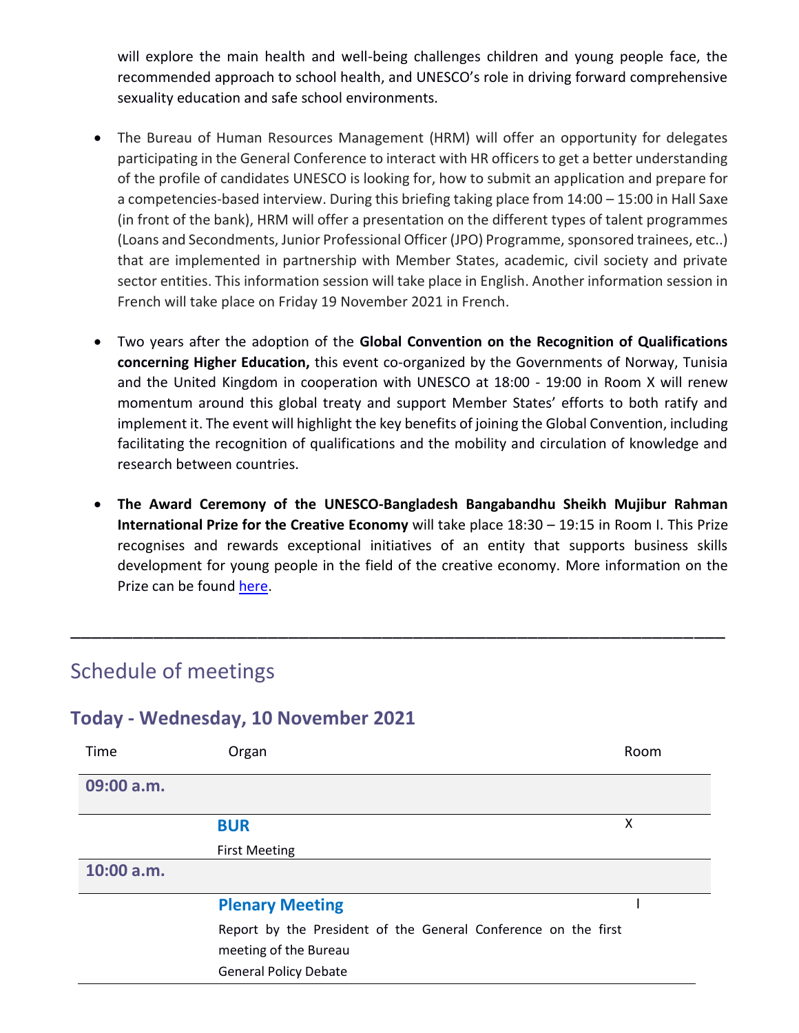will explore the main health and well-being challenges children and young people face, the recommended approach to school health, and UNESCO's role in driving forward comprehensive sexuality education and safe school environments.

- The Bureau of Human Resources Management (HRM) will offer an opportunity for delegates participating in the General Conference to interact with HR officers to get a better understanding of the profile of candidates UNESCO is looking for, how to submit an application and prepare for a competencies-based interview. During this briefing taking place from 14:00 – 15:00 in Hall Saxe (in front of the bank), HRM will offer a presentation on the different types of talent programmes (Loans and Secondments, Junior Professional Officer (JPO) Programme, sponsored trainees, etc..) that are implemented in partnership with Member States, academic, civil society and private sector entities. This information session will take place in English. Another information session in French will take place on Friday 19 November 2021 in French.

- Two years after the adoption of the **Global Convention on the Recognition of Qualifications concerning Higher Education,** this event co-organized by the Governments of Norway, Tunisia and the United Kingdom in cooperation with UNESCO at 18:00 - 19:00 in Room X will renew momentum around this global treaty and support Member States' efforts to both ratify and implement it. The event will highlight the key benefits of joining the Global Convention, including facilitating the recognition of qualifications and the mobility and circulation of knowledge and research between countries.

- **The Award Ceremony of the UNESCO-Bangladesh Bangabandhu Sheikh Mujibur Rahman International Prize for the Creative Economy** will take place 18:30 – 19:15 in Room I. This Prize recognises and rewards exceptional initiatives of an entity that supports business skills development for young people in the field of the creative economy. More information on the Prize can be found here.

---

# Schedule of meetings

## Today - Wednesday, 10 November 2021

| Time | Organ | Room |
|---|---|---|
| **09:00 a.m.** | | |
| | **BUR**<br>First Meeting | X |
| **10:00 a.m.** | | |
| | **Plenary Meeting**<br>Report by the President of the General Conference on the first meeting of the Bureau<br>General Policy Debate | I |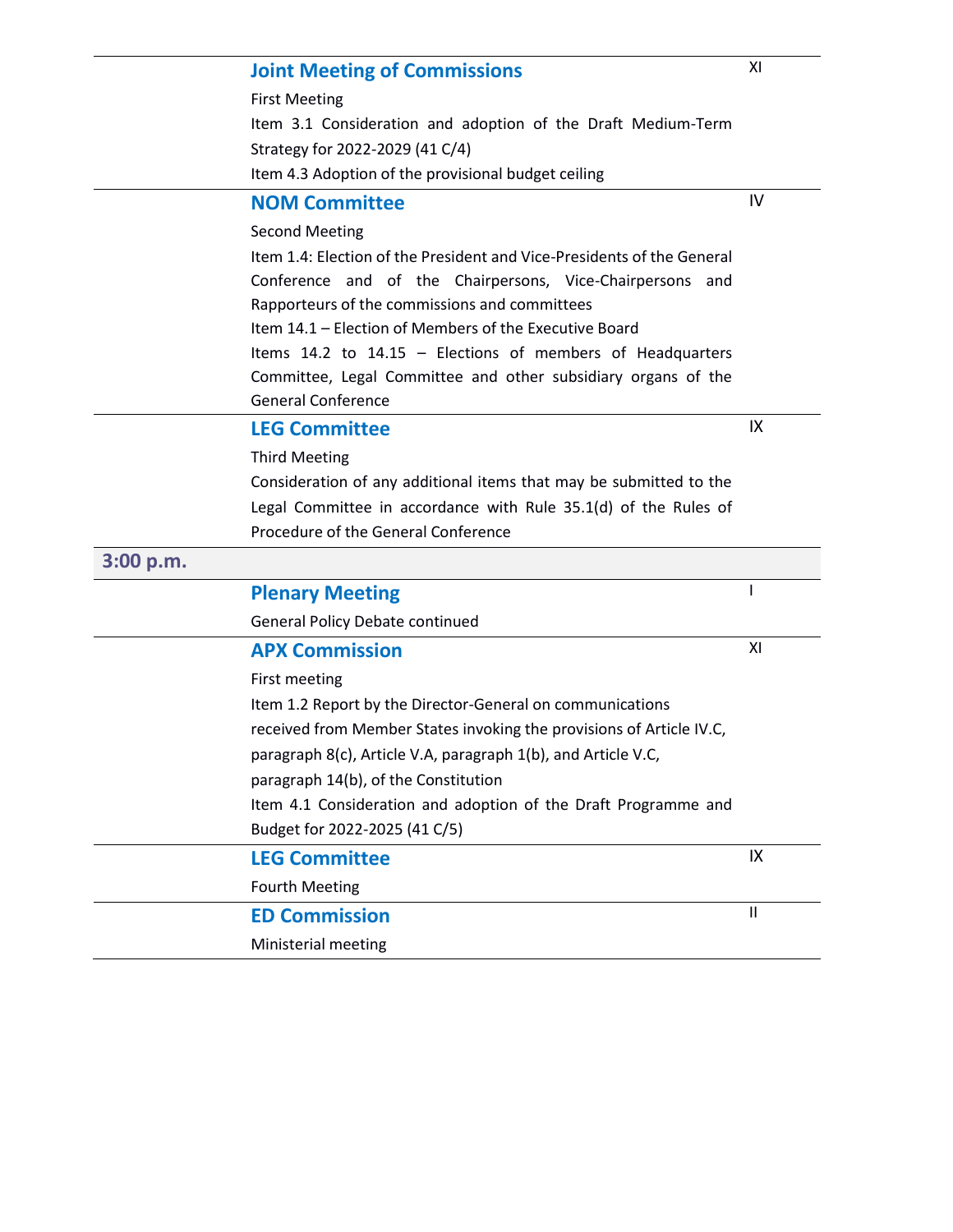| Time | Meeting | Room |
|---|---|---|
| | **Joint Meeting of Commissions**<br>First Meeting<br>Item 3.1 Consideration and adoption of the Draft Medium-Term Strategy for 2022-2029 (41 C/4)<br>Item 4.3 Adoption of the provisional budget ceiling | XI |
| | **NOM Committee**<br>Second Meeting<br>Item 1.4: Election of the President and Vice-Presidents of the General Conference and of the Chairpersons, Vice-Chairpersons and Rapporteurs of the commissions and committees<br>Item 14.1 – Election of Members of the Executive Board<br>Items 14.2 to 14.15 – Elections of members of Headquarters Committee, Legal Committee and other subsidiary organs of the General Conference | IV |
| | **LEG Committee**<br>Third Meeting<br>Consideration of any additional items that may be submitted to the Legal Committee in accordance with Rule 35.1(d) of the Rules of Procedure of the General Conference | IX |
| **3:00 p.m.** | | |
| | **Plenary Meeting**<br>General Policy Debate continued | I |
| | **APX Commission**<br>First meeting<br>Item 1.2 Report by the Director-General on communications received from Member States invoking the provisions of Article IV.C, paragraph 8(c), Article V.A, paragraph 1(b), and Article V.C, paragraph 14(b), of the Constitution<br>Item 4.1 Consideration and adoption of the Draft Programme and Budget for 2022-2025 (41 C/5) | XI |
| | **LEG Committee**<br>Fourth Meeting | IX |
| | **ED Commission**<br>Ministerial meeting | II |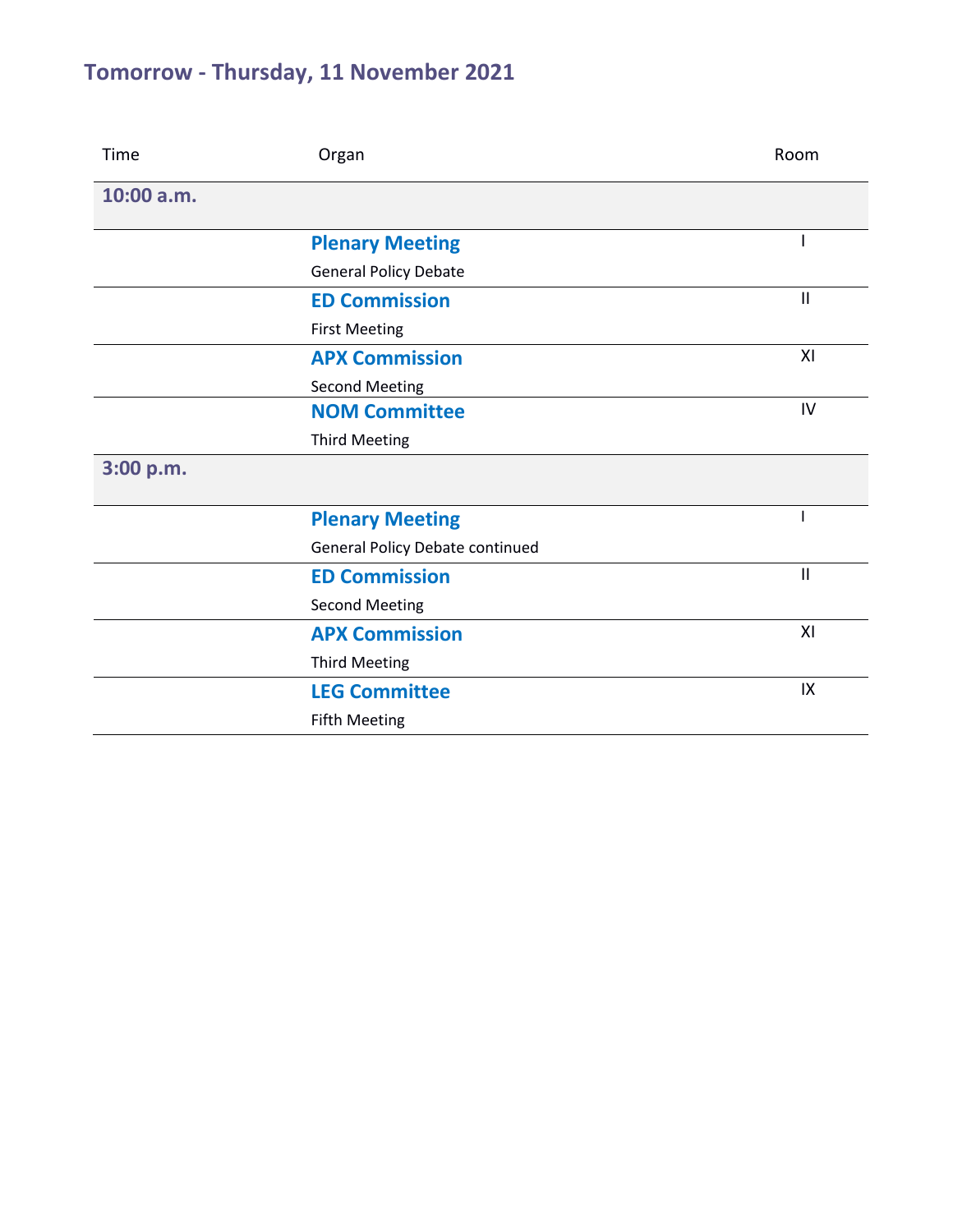## Tomorrow - Thursday, 11 November 2021

| Time | Organ | Room |
|---|---|---|
| **10:00 a.m.** | | |
| | **Plenary Meeting**<br>General Policy Debate | I |
| | **ED Commission**<br>First Meeting | II |
| | **APX Commission**<br>Second Meeting | XI |
| | **NOM Committee**<br>Third Meeting | IV |
| **3:00 p.m.** | | |
| | **Plenary Meeting**<br>General Policy Debate continued | I |
| | **ED Commission**<br>Second Meeting | II |
| | **APX Commission**<br>Third Meeting | XI |
| | **LEG Committee**<br>Fifth Meeting | IX |